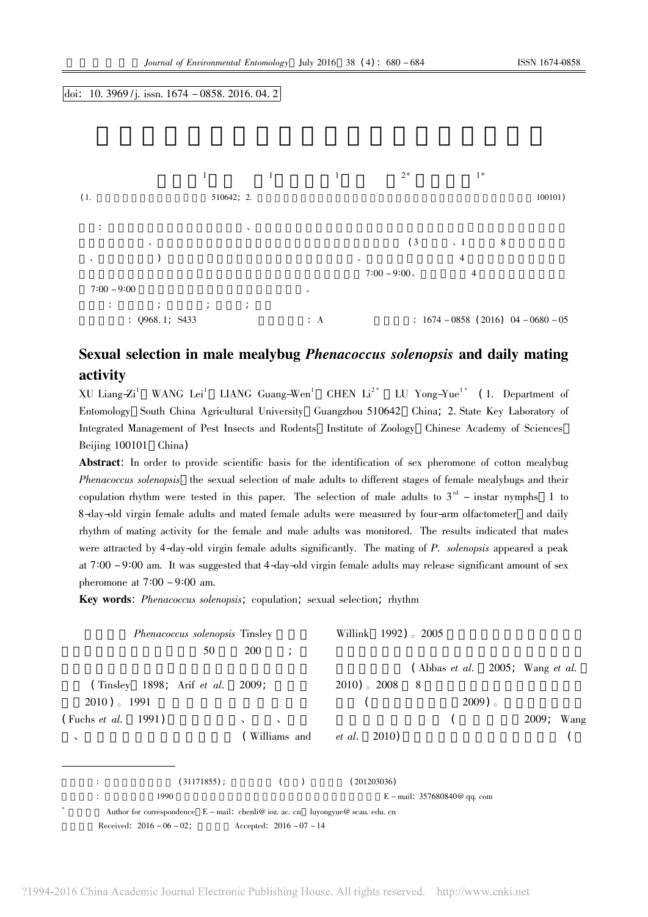doi: 10.3969/j.issn.1674-0858.2016.04.2

: Q968.1; S433 : A : 1674-0858 (2016) 04-0680-05

# Sexual selection in male mealybug *Phenacoccus solenopsis* and daily mating activity

XU Liang-Zi[1] WANG Lei[1] LIANG Guang-Wen[1] CHEN Li[2*] LU Yong-Yue[1*] (1. Department of Entomology, South China Agricultural University, Guangzhou 510642, China; 2. State Key Laboratory of Integrated Management of Pest Insects and Rodents, Institute of Zoology, Chinese Academy of Sciences, Beijing 100101, China)

**Abstract**: In order to provide scientific basis for the identification of sex pheromone of cotton mealybug *Phenacoccus solenopsis*, the sexual selection of male adults to different stages of female mealybugs and their copulation rhythm were tested in this paper. The selection of male adults to $3^{rd}$-instar nymphs, 1 to 8-day-old virgin female adults and mated female adults were measured by four-arm olfactometer, and daily rhythm of mating activity for the female and male adults was monitored. The results indicated that males were attracted by 4-day-old virgin female adults significantly. The mating of *P. solenopsis* appeared a peak at 7:00-9:00 am. It was suggested that 4-day-old virgin female adults may release significant amount of sex pheromone at 7:00-9:00 am.

**Key words**: *Phenacoccus solenopsis*; copulation; sexual selection; rhythm

*Phenacoccus solenopsis* Tinsley 50 200 ; (Tinsley, 1898; Arif *et al.*, 2009; 2010)。1991 (Fuchs *et al.*, 1991) 、 、 、 (Williams and Willink, 1992)。2005 (Abbas *et al.*, 2005; Wang *et al.*, 2010)。2008 8 ( 2009)。 ( 2009; Wang *et al.*, 2010) (

: (31171855); ( ) (201203036)

: 1990 E-mail: 357680840@qq.com

* Author for correspondence, E-mail: chenli@ioz.ac.cn; luyongyue@scau.edu.cn

Received: 2016-06-02; Accepted: 2016-07-14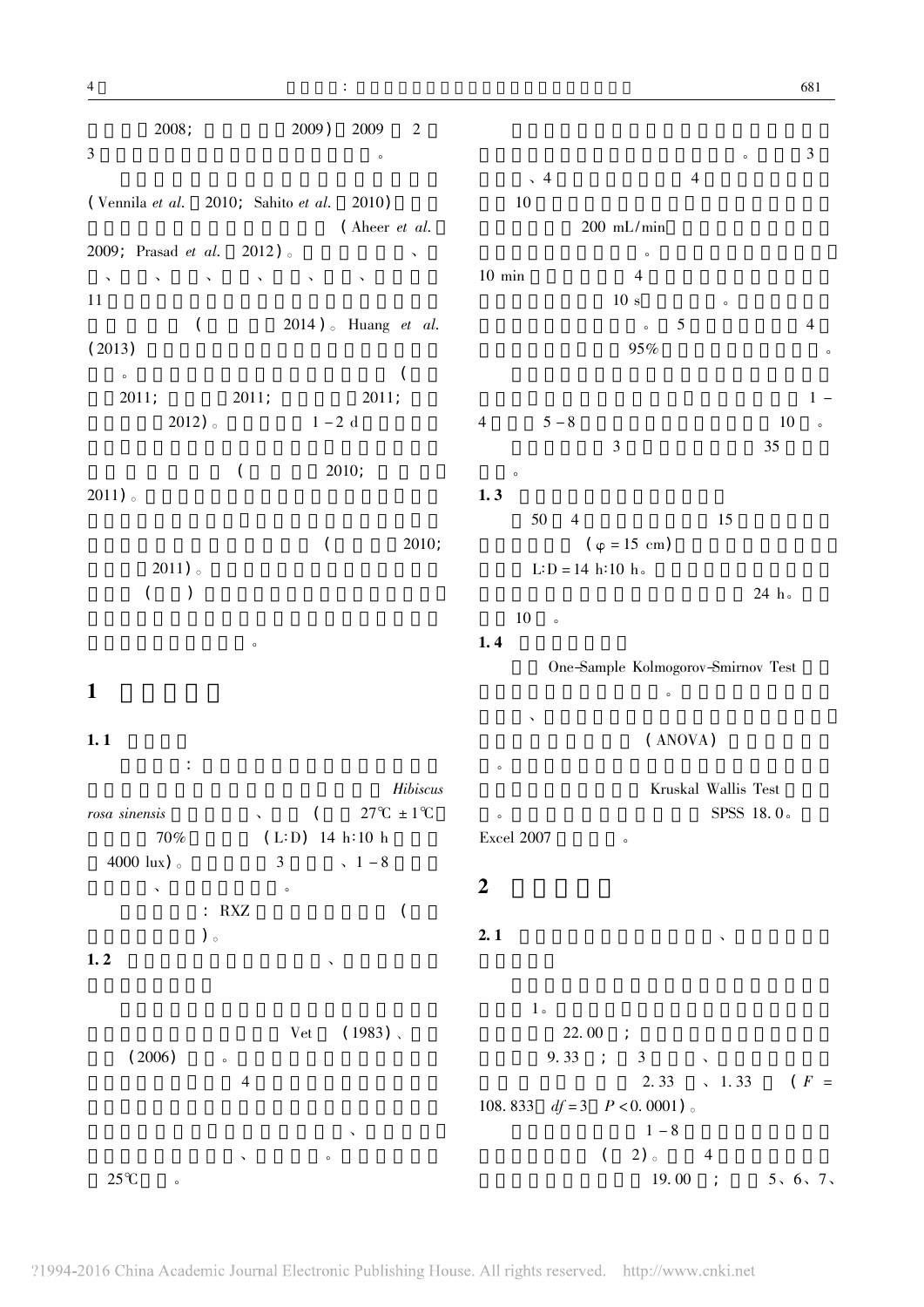2008; 2009) 2009 2
3 。

(Vennila *et al.* 2010; Sahito *et al.* 2010)
(Aheer *et al.* 2009; Prasad *et al.* 2012)。 、
、 、 、 、 、 、
11
( 2014)。Huang *et al.*
(2013)
。 (
2011; 2011; 2011;
2012)。 1 – 2 d
( 2010;
2011)。
( 2010;
2011)。
( )
。

# 1

## 1.1

:
*Hibiscus rosa sinensis* 、 ( 27℃ ± 1℃
70% (L∶D) 14 h∶10 h
4000 lux)。 3 、1 – 8
、 。
: RXZ (
)。

## 1.2 、

Vet (1983)、
(2006) 。
4
、
、 。
25℃ 。

。 3
、4 4
10
200 mL/min
。
10 min 4
10 s 。
。 5 4
95% 。
1 –
4 5 – 8 10 。
3 35
。

## 1.3

50 4 15
($\varphi$ = 15 cm)
L∶D = 14 h∶10 h。
24 h。
10 。

## 1.4

One-Sample Kolmogorov-Smirnov Test
。
、
(ANOVA)
。
Kruskal Wallis Test
。 SPSS 18.0。
Excel 2007 。

# 2

## 2.1 、

1。
22.00 ;
9.33 ; 3 、
2.33 、1.33 ($F$ = 108.833 $df$ = 3 $P$ < 0.0001)。
1 – 8
( 2)。 4
19.00 ; 5、6、7、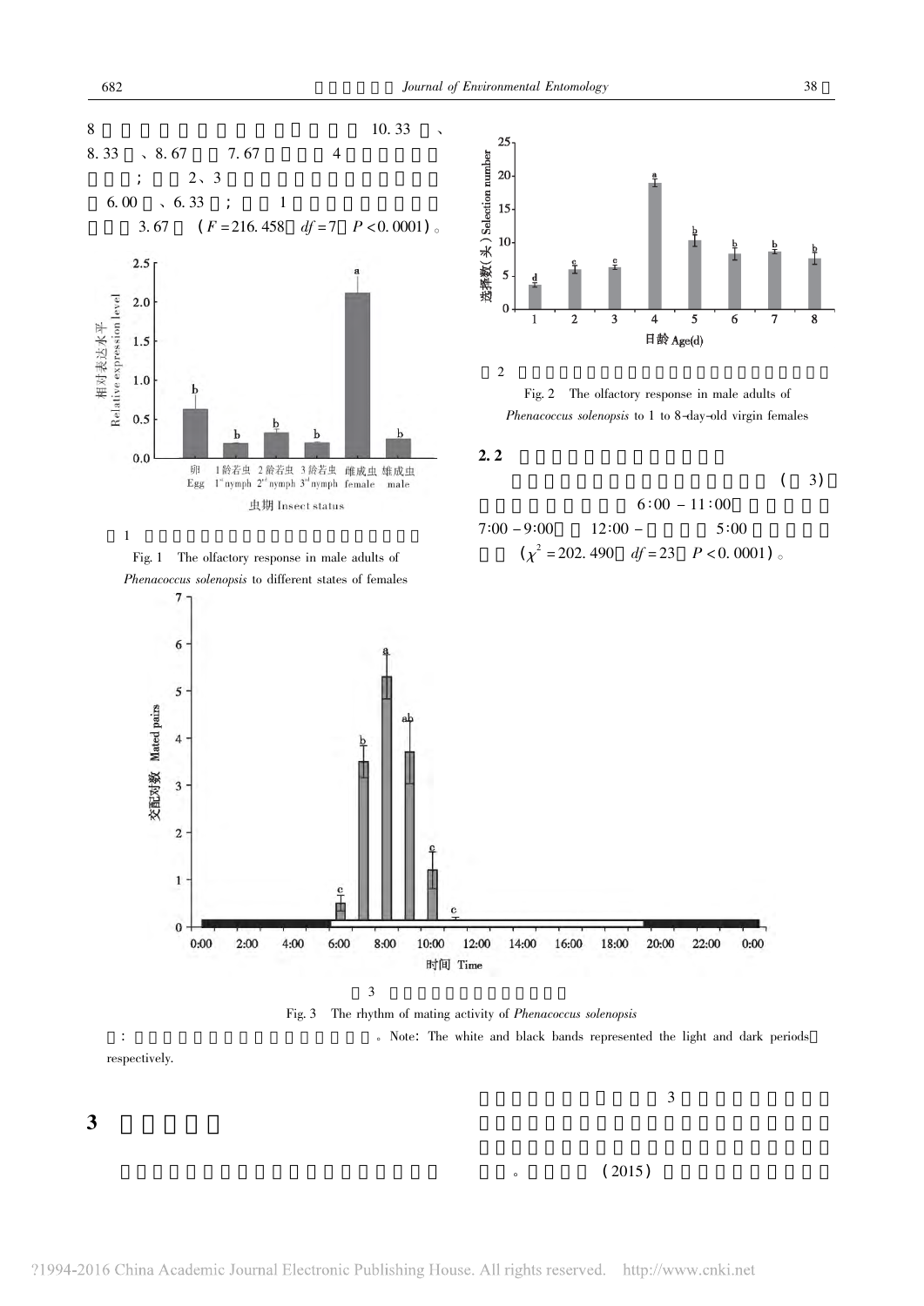8 10.33 、8.33 、8.67 7.67 4 ；2、3 6.00 、6.33 ；1 3.67 ($F = 216.458$，$df = 7$，$P < 0.0001$)。

1

Fig. 1 The olfactory response in male adults of *Phenacoccus solenopsis* to different states of females

2

Fig. 2 The olfactory response in male adults of *Phenacoccus solenopsis* to 1 to 8-day-old virgin females

## 2.2

( 3) 6:00 – 11:00 7:00 – 9:00 12:00 – 5:00 ($\chi^2 = 202.490$，$df = 23$，$P < 0.0001$)。

3

Fig. 3 The rhythm of mating activity of *Phenacoccus solenopsis*

：。Note: The white and black bands represented the light and dark periods, respectively.

# 3

3 。(2015)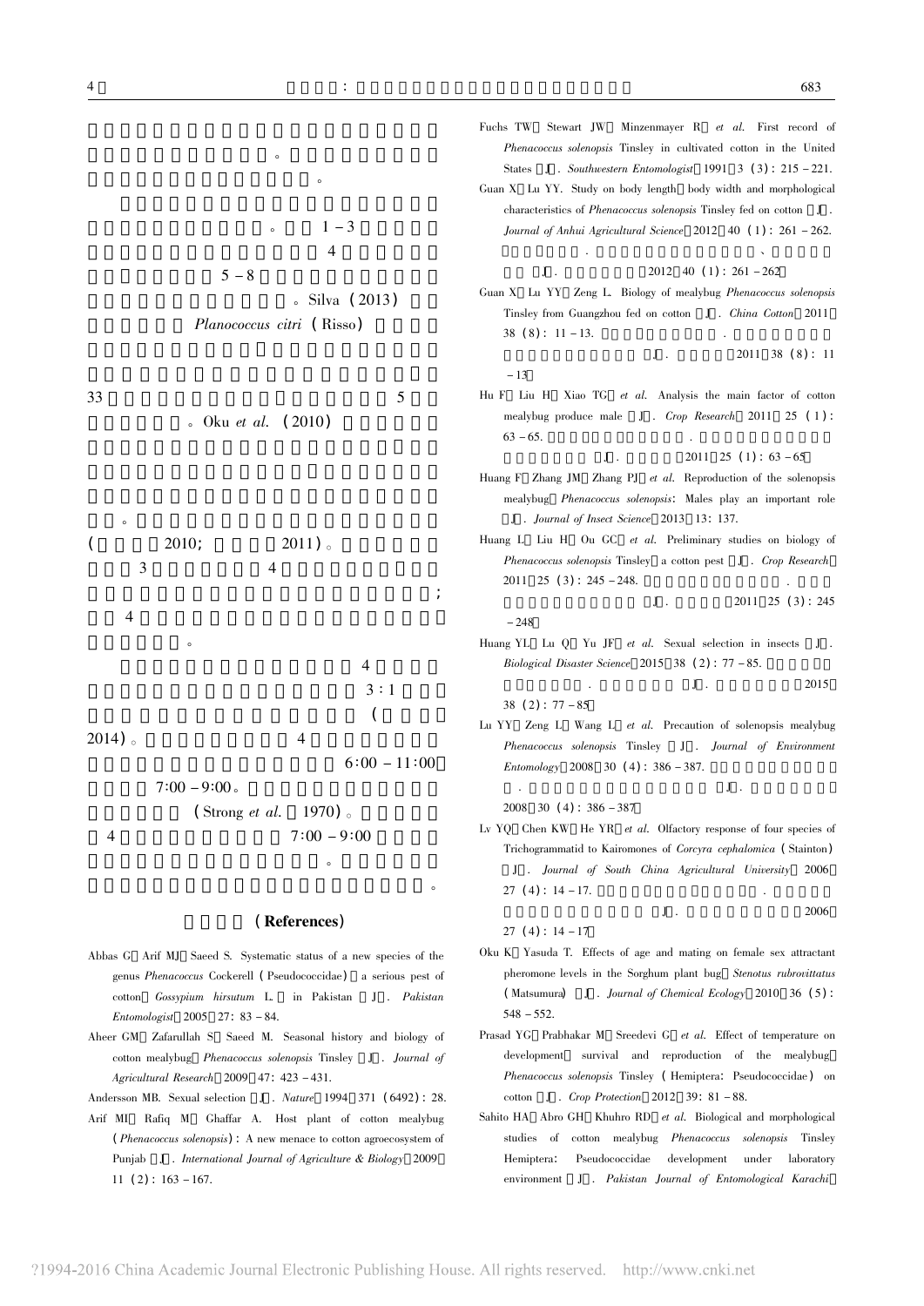。

。

。 1－3

4

5－8

。Silva (2013)

*Planococcus citri* (Risso)

33 5

。Oku *et al.* (2010)

。

( 2010; 2011)。

3 4

;

4

。

4

3∶1

(

2014)。 4

6∶00－11∶00

7∶00－9∶00。

(Strong *et al.* 1970)。

4 7∶00－9∶00

。

。

## (References)

Abbas G Arif MJ Saeed S. Systematic status of a new species of the genus *Phenacoccus* Cockerell (Pseudococcidae) a serious pest of cotton *Gossypium hirsutum* L. in Pakistan [J]. *Pakistan Entomologist* 2005 27: 83－84.

Aheer GM Zafarullah S Saeed M. Seasonal history and biology of cotton mealybug *Phenacoccus solenopsis* Tinsley [J]. *Journal of Agricultural Research* 2009 47: 423－431.

Andersson MB. Sexual selection [J]. *Nature* 1994 371 (6492): 28.

Arif MI Rafiq M Ghaffar A. Host plant of cotton mealybug (*Phenacoccus solenopsis*): A new menace to cotton agroecosystem of Punjab [J]. *International Journal of Agriculture & Biology* 2009 11 (2): 163－167.

Fuchs TW Stewart JW Minzenmayer R *et al.* First record of *Phenacoccus solenopsis* Tinsley in cultivated cotton in the United States [J]. *Southwestern Entomologist* 1991 3 (3): 215－221.

Guan X Lu YY. Study on body length body width and morphological characteristics of *Phenacoccus solenopsis* Tinsley fed on cotton [J]. *Journal of Anhui Agricultural Science* 2012 40 (1): 261－262. . 、 [J]. 2012 40 (1): 261－262

Guan X Lu YY Zeng L. Biology of mealybug *Phenacoccus solenopsis* Tinsley from Guangzhou fed on cotton [J]. *China Cotton* 2011 38 (8): 11－13. . [J]. 2011 38 (8): 11－13

Hu F Liu H Xiao TG *et al.* Analysis the main factor of cotton mealybug produce male [J]. *Crop Research* 2011 25 (1): 63－65. . [J]. 2011 25 (1): 63－65

Huang F Zhang JM Zhang PJ *et al.* Reproduction of the solenopsis mealybug *Phenacoccus solenopsis*: Males play an important role [J]. *Journal of Insect Science* 2013 13: 137.

Huang L Liu H Ou GC *et al.* Preliminary studies on biology of *Phenacoccus solenopsis* Tinsley a cotton pest [J]. *Crop Research* 2011 25 (3): 245－248. . [J]. 2011 25 (3): 245－248

Huang YL Lu Q Yu JF *et al.* Sexual selection in insects [J]. *Biological Disaster Science* 2015 38 (2): 77－85. . [J]. 2015 38 (2): 77－85

Lu YY Zeng L Wang L *et al.* Precaution of solenopsis mealybug *Phenacoccus solenopsis* Tinsley [J]. *Journal of Environment Entomology* 2008 30 (4): 386－387. . [J]. 2008 30 (4): 386－387

Lv YQ Chen KW He YR *et al.* Olfactory response of four species of Trichogrammatid to Kairomones of *Corcyra cephalomica* (Stainton) [J]. *Journal of South China Agricultural University* 2006 27 (4): 14－17. . [J]. 2006 27 (4): 14－17

Oku K Yasuda T. Effects of age and mating on female sex attractant pheromone levels in the Sorghum plant bug *Stenotus rubrovittatus* (Matsumura) [J]. *Journal of Chemical Ecology* 2010 36 (5): 548－552.

Prasad YG Prabhakar M Sreedevi G *et al.* Effect of temperature on development survival and reproduction of the mealybug *Phenacoccus solenopsis* Tinsley (Hemiptera: Pseudococcidae) on cotton [J]. *Crop Protection* 2012 39: 81－88.

Sahito HA Abro GH Khuhro RD *et al.* Biological and morphological studies of cotton mealybug *Phenacoccus solenopsis* Tinsley Hemiptera: Pseudococcidae development under laboratory environment [J]. *Pakistan Journal of Entomological Karachi*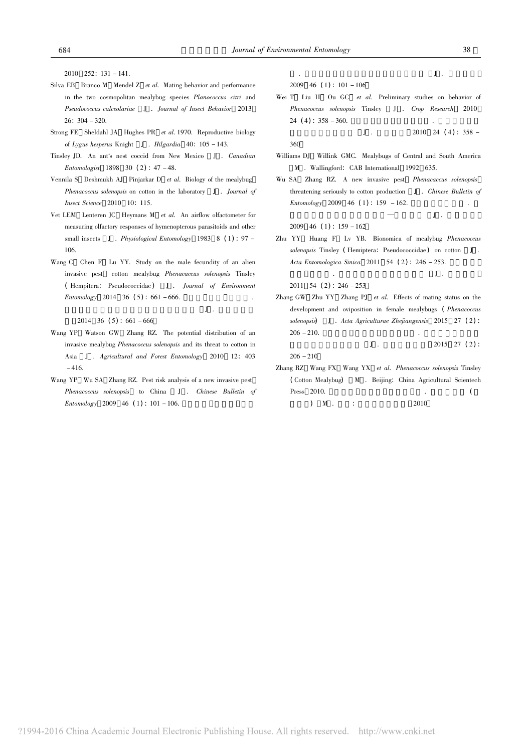2010 252: 131 – 141.

Silva EB Branco M Mendel Z *et al*. Mating behavior and performance in the two cosmopolitan mealybug species *Planococcus citri* and *Pseudococcus calceolariae* J . *Journal of Insect Behavior* 2013 26: 304 – 320.

Strong FE Sheldahl JA Hughes PR *et al*. 1970. Reproductive biology of *Lygus hesperus* Knight J . *Hilgardia* 40: 105 – 143.

Tinsley JD. An ant's nest coccid from New Mexico J . *Canadian Entomologist* 1898 30 (2): 47 – 48.

Vennila S Deshmukh AJ Pinjarkar D *et al*. Biology of the mealybug *Phenacoccus solenopsis* on cotton in the laboratory J . *Journal of Insect Science* 2010 10: 115.

Vet LEM Lenteren JC Heymans M *et al*. An airflow olfactometer for measuring olfactory responses of hymenopterous parasitoids and other small insects J . *Physiological Entomology* 1983 8 (1): 97 – 106.

Wang C Chen F Lu YY. Study on the male fecundity of an alien invasive pest cotton mealybug *Phenacaccus solenopsis* Tinsley (Hempitera: Pseudococcidae) J . *Journal of Environment Entomology* 2014 36 (5): 661 – 666. . J . 2014 36 (5): 661 – 666

Wang YP Watson GW Zhang RZ. The potential distribution of an invasive mealybug *Phenacoccus solenopsis* and its threat to cotton in Asia J . *Agricultural and Forest Entomology* 2010 12: 403 – 416.

Wang YP Wu SA Zhang RZ. Pest risk analysis of a new invasive pest *Phenacoccus solenopsis* to China J . *Chinese Bulletin of Entomology* 2009 46 (1): 101 – 106. . J . 2009 46 (1): 101 – 106

Wei T Liu H Ou GC *et al*. Preliminary studies on behavior of *Phenacoccus solenopsis* Tinsley J . *Crop Research* 2010 24 (4): 358 – 360. . J . 2010 24 (4): 358 – 360

Williams DJ Willink GMC. Mealybugs of Central and South America M . Wallingford: CAB International 1992 635.

Wu SA Zhang RZ. A new invasive pest *Phenacoccus solenopsis* threatening seriously to cotton production J . *Chinese Bulletin of Entomology* 2009 46 (1): 159 – 162. . — J . 2009 46 (1): 159 – 162

Zhu YY Huang F Lv YB. Bionomica of mealybug *Phenacoccus solenopsis* Tinsley (Hemiptera: Pseudococcidae) on cotton J . *Acta Entomologica Sinica* 2011 54 (2): 246 – 253. . J . 2011 54 (2): 246 – 253

Zhang GW Zhu YY Zhang PJ *et al*. Effects of mating status on the development and oviposition in female mealybugs (*Phenacoccus solenopsis*) J . *Acta Agriculturae Zhejiangensis* 2015 27 (2): 206 – 210. . J . 2015 27 (2): 206 – 210

Zhang RZ Wang FX Wang YX *et al*. *Phenacoccus solenopsis* Tinsley (Cotton Mealybug) M . Beijing: China Agricultural Scientech Press 2010. . ( ) M . : 2010